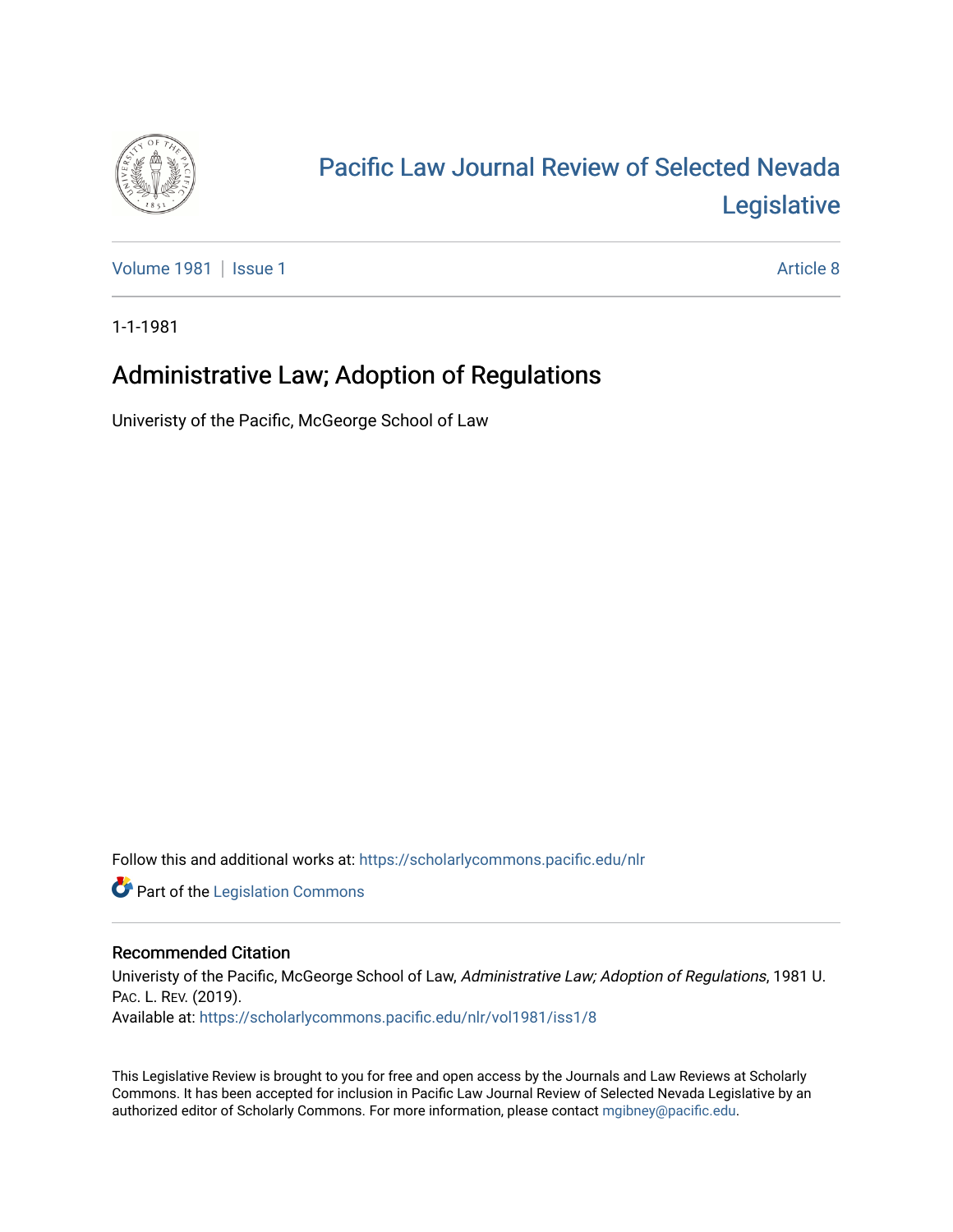# Pacific Law Journal Review of Selected Nevada Legislative

Volume 1981 | Issue 1 Article 8

1-1-1981

## Administrative Law; Adoption of Regulations

Univeristy of the Pacific, McGeorge School of Law

Follow this and additional works at: https://scholarlycommons.pacific.edu/nlr

Part of the Legislation Commons

### Recommended Citation

Univeristy of the Pacific, McGeorge School of Law, *Administrative Law; Adoption of Regulations*, 1981 U. Pac. L. Rev. (2019).
Available at: https://scholarlycommons.pacific.edu/nlr/vol1981/iss1/8

This Legislative Review is brought to you for free and open access by the Journals and Law Reviews at Scholarly Commons. It has been accepted for inclusion in Pacific Law Journal Review of Selected Nevada Legislative by an authorized editor of Scholarly Commons. For more information, please contact mgibney@pacific.edu.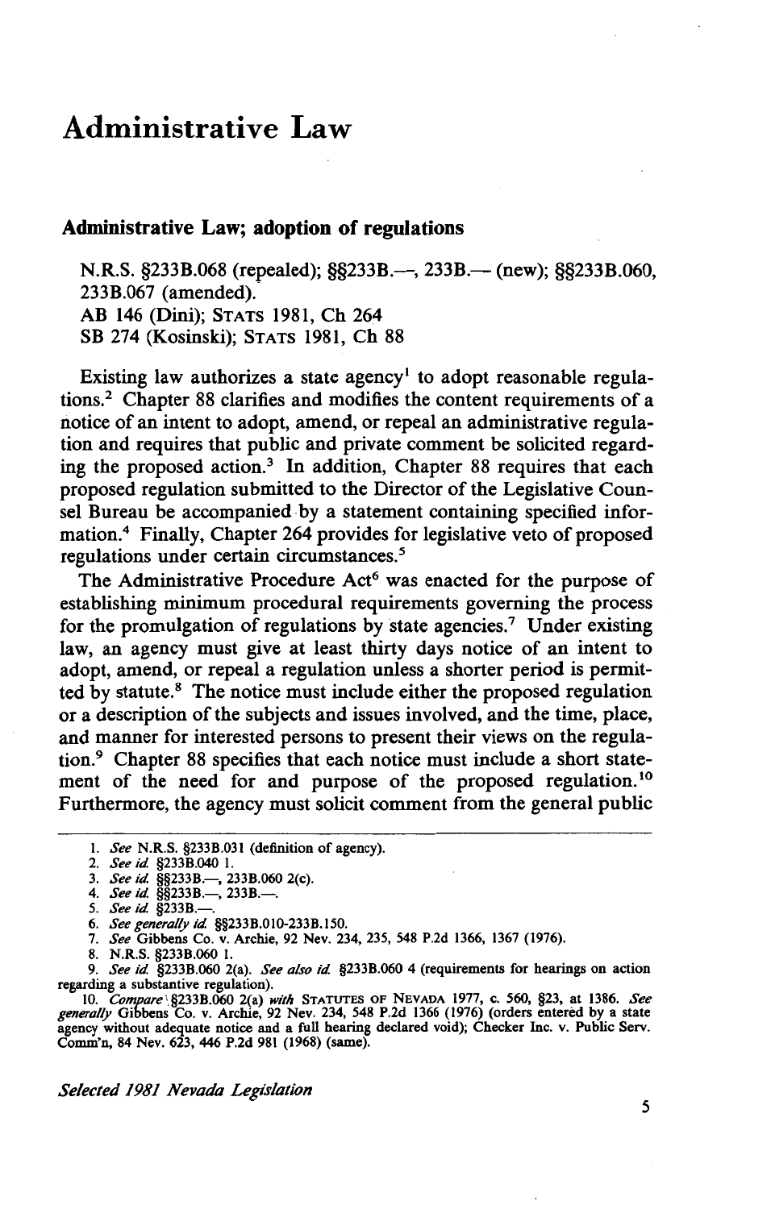# Administrative Law

### Administrative Law; adoption of regulations

N.R.S. §233B.068 (repealed); §§233B.—, 233B.— (new); §§233B.060, 233B.067 (amended).
AB 146 (Dini); STATS 1981, Ch 264
SB 274 (Kosinski); STATS 1981, Ch 88

Existing law authorizes a state agency[1] to adopt reasonable regulations.[2] Chapter 88 clarifies and modifies the content requirements of a notice of an intent to adopt, amend, or repeal an administrative regulation and requires that public and private comment be solicited regarding the proposed action.[3] In addition, Chapter 88 requires that each proposed regulation submitted to the Director of the Legislative Counsel Bureau be accompanied by a statement containing specified information.[4] Finally, Chapter 264 provides for legislative veto of proposed regulations under certain circumstances.[5]

The Administrative Procedure Act[6] was enacted for the purpose of establishing minimum procedural requirements governing the process for the promulgation of regulations by state agencies.[7] Under existing law, an agency must give at least thirty days notice of an intent to adopt, amend, or repeal a regulation unless a shorter period is permitted by statute.[8] The notice must include either the proposed regulation or a description of the subjects and issues involved, and the time, place, and manner for interested persons to present their views on the regulation.[9] Chapter 88 specifies that each notice must include a short statement of the need for and purpose of the proposed regulation.[10] Furthermore, the agency must solicit comment from the general public

---

1. *See* N.R.S. §233B.031 (definition of agency).
2. *See id.* §233B.040 1.
3. *See id.* §§233B.—, 233B.060 2(c).
4. *See id.* §§233B.—, 233B.—.
5. *See id.* §233B.—.
6. *See generally id.* §§233B.010-233B.150.
7. *See* Gibbens Co. v. Archie, 92 Nev. 234, 235, 548 P.2d 1366, 1367 (1976).
8. N.R.S. §233B.060 1.
9. *See id.* §233B.060 2(a). *See also id.* §233B.060 4 (requirements for hearings on action regarding a substantive regulation).
10. *Compare* §233B.060 2(a) *with* STATUTES OF NEVADA 1977, c. 560, §23, at 1386. *See generally* Gibbens Co. v. Archie, 92 Nev. 234, 548 P.2d 1366 (1976) (orders entered by a state agency without adequate notice and a full hearing declared void); Checker Inc. v. Public Serv. Comm'n, 84 Nev. 623, 446 P.2d 981 (1968) (same).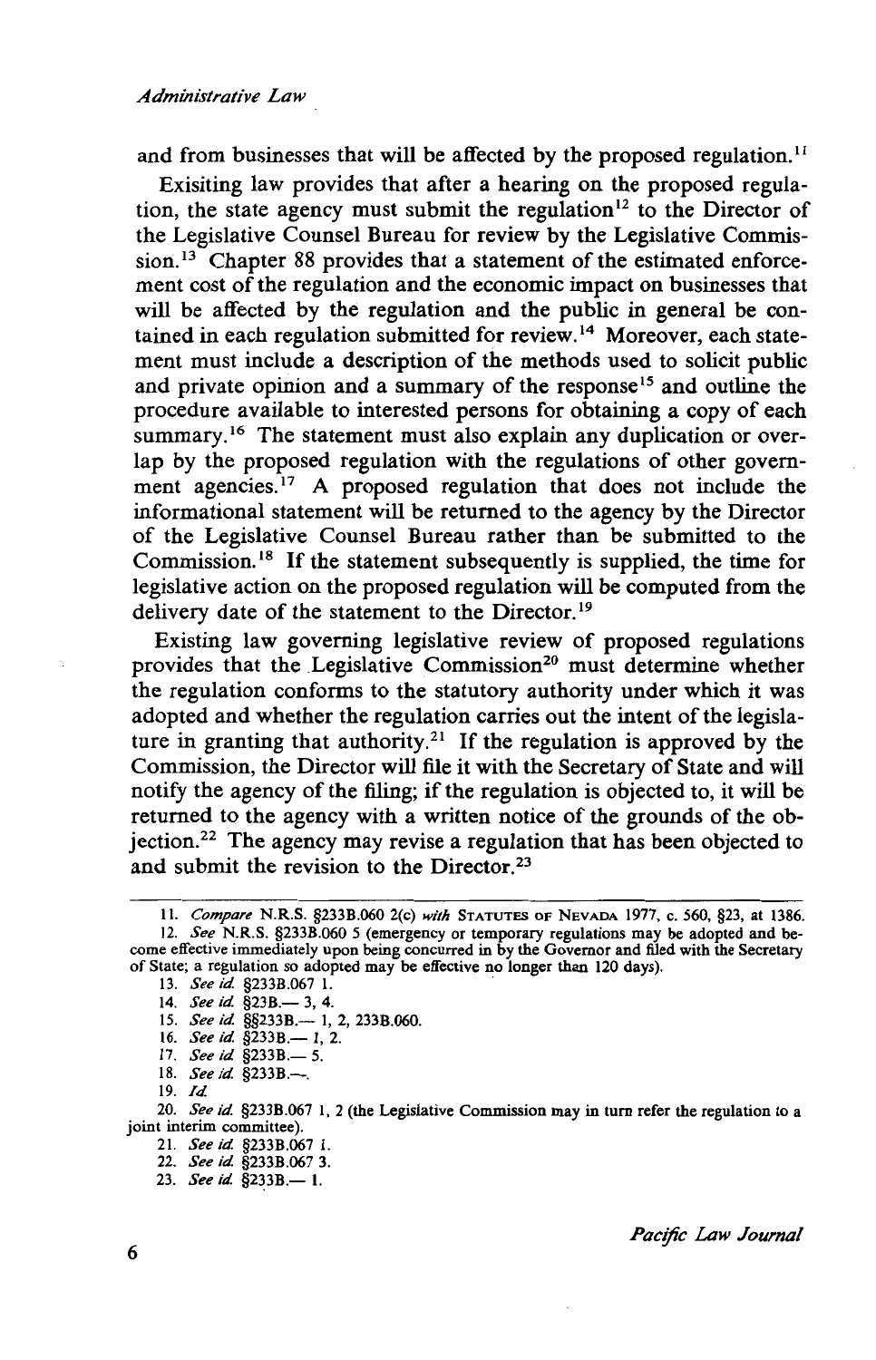and from businesses that will be affected by the proposed regulation.[11]

Exisiting law provides that after a hearing on the proposed regulation, the state agency must submit the regulation[12] to the Director of the Legislative Counsel Bureau for review by the Legislative Commission.[13] Chapter 88 provides that a statement of the estimated enforcement cost of the regulation and the economic impact on businesses that will be affected by the regulation and the public in general be contained in each regulation submitted for review.[14] Moreover, each statement must include a description of the methods used to solicit public and private opinion and a summary of the response[15] and outline the procedure available to interested persons for obtaining a copy of each summary.[16] The statement must also explain any duplication or overlap by the proposed regulation with the regulations of other government agencies.[17] A proposed regulation that does not include the informational statement will be returned to the agency by the Director of the Legislative Counsel Bureau rather than be submitted to the Commission.[18] If the statement subsequently is supplied, the time for legislative action on the proposed regulation will be computed from the delivery date of the statement to the Director.[19]

Existing law governing legislative review of proposed regulations provides that the Legislative Commission[20] must determine whether the regulation conforms to the statutory authority under which it was adopted and whether the regulation carries out the intent of the legislature in granting that authority.[21] If the regulation is approved by the Commission, the Director will file it with the Secretary of State and will notify the agency of the filing; if the regulation is objected to, it will be returned to the agency with a written notice of the grounds of the objection.[22] The agency may revise a regulation that has been objected to and submit the revision to the Director.[23]

---

11. *Compare* N.R.S. §233B.060 2(c) *with* STATUTES OF NEVADA 1977, c. 560, §23, at 1386.

12. *See* N.R.S. §233B.060 5 (emergency or temporary regulations may be adopted and become effective immediately upon being concurred in by the Governor and filed with the Secretary of State; a regulation so adopted may be effective no longer than 120 days).

13. *See id.* §233B.067 1.

14. *See id.* §23B.— 3, 4.

15. *See id.* §§233B.— 1, 2, 233B.060.

16. *See id.* §233B.— 1, 2.

17. *See id.* §233B.— 5.

18. *See id.* §233B.—.

19. *Id.*

20. *See id.* §233B.067 1, 2 (the Legislative Commission may in turn refer the regulation to a joint interim committee).

21. *See id.* §233B.067 1.

22. *See id.* §233B.067 3.

23. *See id.* §233B.— 1.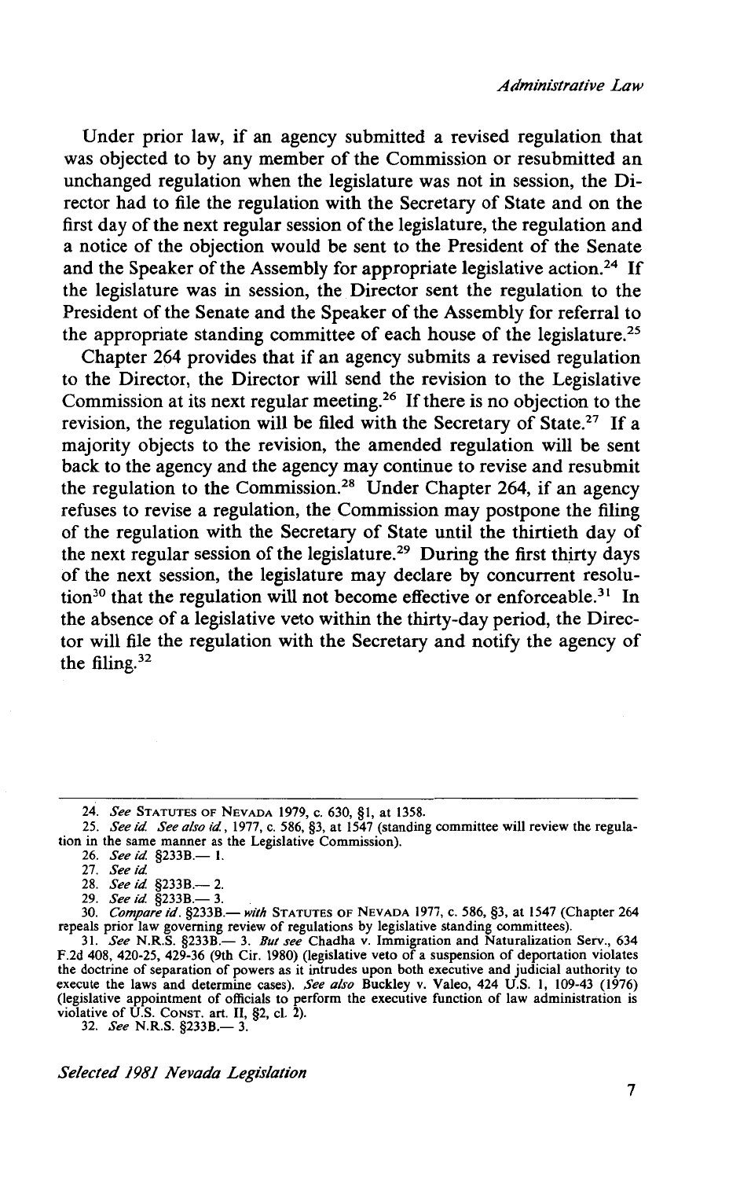Under prior law, if an agency submitted a revised regulation that was objected to by any member of the Commission or resubmitted an unchanged regulation when the legislature was not in session, the Director had to file the regulation with the Secretary of State and on the first day of the next regular session of the legislature, the regulation and a notice of the objection would be sent to the President of the Senate and the Speaker of the Assembly for appropriate legislative action.[24] If the legislature was in session, the Director sent the regulation to the President of the Senate and the Speaker of the Assembly for referral to the appropriate standing committee of each house of the legislature.[25]

Chapter 264 provides that if an agency submits a revised regulation to the Director, the Director will send the revision to the Legislative Commission at its next regular meeting.[26] If there is no objection to the revision, the regulation will be filed with the Secretary of State.[27] If a majority objects to the revision, the amended regulation will be sent back to the agency and the agency may continue to revise and resubmit the regulation to the Commission.[28] Under Chapter 264, if an agency refuses to revise a regulation, the Commission may postpone the filing of the regulation with the Secretary of State until the thirtieth day of the next regular session of the legislature.[29] During the first thirty days of the next session, the legislature may declare by concurrent resolution[30] that the regulation will not become effective or enforceable.[31] In the absence of a legislative veto within the thirty-day period, the Director will file the regulation with the Secretary and notify the agency of the filing.[32]

---

24. *See* STATUTES OF NEVADA 1979, c. 630, §1, at 1358.

25. *See id. See also id.*, 1977, c. 586, §3, at 1547 (standing committee will review the regulation in the same manner as the Legislative Commission).

26. *See id.* §233B.— 1.

27. *See id.*

28. *See id.* §233B.— 2.

29. *See id.* §233B.— 3.

30. *Compare id.* §233B.— *with* STATUTES OF NEVADA 1977, c. 586, §3, at 1547 (Chapter 264 repeals prior law governing review of regulations by legislative standing committees).

31. *See* N.R.S. §233B.— 3. *But see* Chadha v. Immigration and Naturalization Serv., 634 F.2d 408, 420-25, 429-36 (9th Cir. 1980) (legislative veto of a suspension of deportation violates the doctrine of separation of powers as it intrudes upon both executive and judicial authority to execute the laws and determine cases). *See also* Buckley v. Valeo, 424 U.S. 1, 109-43 (1976) (legislative appointment of officials to perform the executive function of law administration is violative of U.S. CONST. art. II, §2, cl. 2).

32. *See* N.R.S. §233B.— 3.